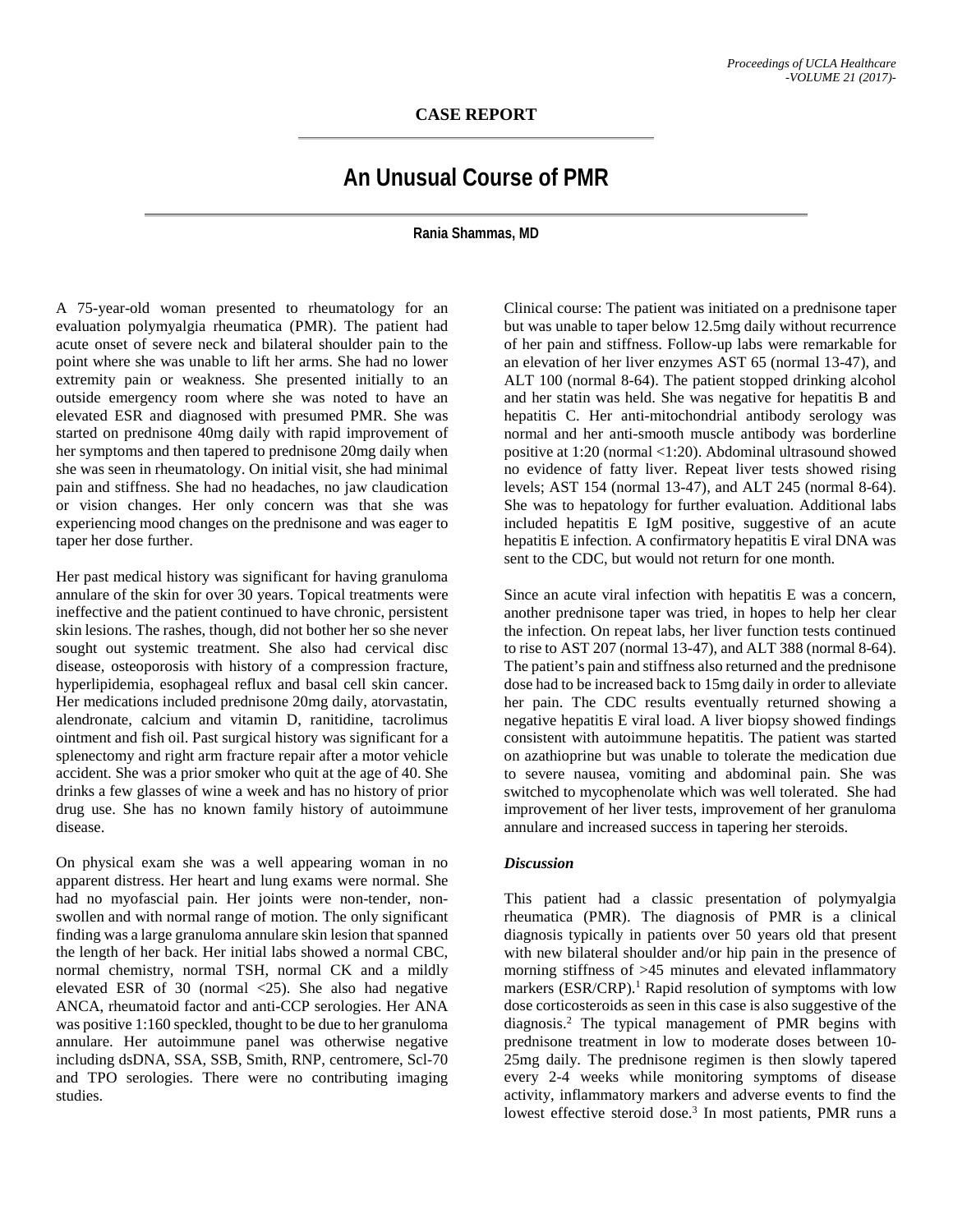CASE REPORT

# An Unusual Course of PMR

**Rania Shammas, MD**

A 75-year-old woman presented to rheumatology for an evaluation polymyalgia rheumatica (PMR). The patient had acute onset of severe neck and bilateral shoulder pain to the point where she was unable to lift her arms. She had no lower extremity pain or weakness. She presented initially to an outside emergency room where she was noted to have an elevated ESR and diagnosed with presumed PMR. She was started on prednisone 40mg daily with rapid improvement of her symptoms and then tapered to prednisone 20mg daily when she was seen in rheumatology. On initial visit, she had minimal pain and stiffness. She had no headaches, no jaw claudication or vision changes. Her only concern was that she was experiencing mood changes on the prednisone and was eager to taper her dose further.

Her past medical history was significant for having granuloma annulare of the skin for over 30 years. Topical treatments were ineffective and the patient continued to have chronic, persistent skin lesions. The rashes, though, did not bother her so she never sought out systemic treatment. She also had cervical disc disease, osteoporosis with history of a compression fracture, hyperlipidemia, esophageal reflux and basal cell skin cancer. Her medications included prednisone 20mg daily, atorvastatin, alendronate, calcium and vitamin D, ranitidine, tacrolimus ointment and fish oil. Past surgical history was significant for a splenectomy and right arm fracture repair after a motor vehicle accident. She was a prior smoker who quit at the age of 40. She drinks a few glasses of wine a week and has no history of prior drug use. She has no known family history of autoimmune disease.

On physical exam she was a well appearing woman in no apparent distress. Her heart and lung exams were normal. She had no myofascial pain. Her joints were non-tender, non-swollen and with normal range of motion. The only significant finding was a large granuloma annulare skin lesion that spanned the length of her back. Her initial labs showed a normal CBC, normal chemistry, normal TSH, normal CK and a mildly elevated ESR of 30 (normal <25). She also had negative ANCA, rheumatoid factor and anti-CCP serologies. Her ANA was positive 1:160 speckled, thought to be due to her granuloma annulare. Her autoimmune panel was otherwise negative including dsDNA, SSA, SSB, Smith, RNP, centromere, Scl-70 and TPO serologies. There were no contributing imaging studies.

Clinical course: The patient was initiated on a prednisone taper but was unable to taper below 12.5mg daily without recurrence of her pain and stiffness. Follow-up labs were remarkable for an elevation of her liver enzymes AST 65 (normal 13-47), and ALT 100 (normal 8-64). The patient stopped drinking alcohol and her statin was held. She was negative for hepatitis B and hepatitis C. Her anti-mitochondrial antibody serology was normal and her anti-smooth muscle antibody was borderline positive at 1:20 (normal <1:20). Abdominal ultrasound showed no evidence of fatty liver. Repeat liver tests showed rising levels; AST 154 (normal 13-47), and ALT 245 (normal 8-64). She was to hepatology for further evaluation. Additional labs included hepatitis E IgM positive, suggestive of an acute hepatitis E infection. A confirmatory hepatitis E viral DNA was sent to the CDC, but would not return for one month.

Since an acute viral infection with hepatitis E was a concern, another prednisone taper was tried, in hopes to help her clear the infection. On repeat labs, her liver function tests continued to rise to AST 207 (normal 13-47), and ALT 388 (normal 8-64). The patient's pain and stiffness also returned and the prednisone dose had to be increased back to 15mg daily in order to alleviate her pain. The CDC results eventually returned showing a negative hepatitis E viral load. A liver biopsy showed findings consistent with autoimmune hepatitis. The patient was started on azathioprine but was unable to tolerate the medication due to severe nausea, vomiting and abdominal pain. She was switched to mycophenolate which was well tolerated. She had improvement of her liver tests, improvement of her granuloma annulare and increased success in tapering her steroids.

### *Discussion*

This patient had a classic presentation of polymyalgia rheumatica (PMR). The diagnosis of PMR is a clinical diagnosis typically in patients over 50 years old that present with new bilateral shoulder and/or hip pain in the presence of morning stiffness of >45 minutes and elevated inflammatory markers (ESR/CRP).[1] Rapid resolution of symptoms with low dose corticosteroids as seen in this case is also suggestive of the diagnosis.[2] The typical management of PMR begins with prednisone treatment in low to moderate doses between 10-25mg daily. The prednisone regimen is then slowly tapered every 2-4 weeks while monitoring symptoms of disease activity, inflammatory markers and adverse events to find the lowest effective steroid dose.[3] In most patients, PMR runs a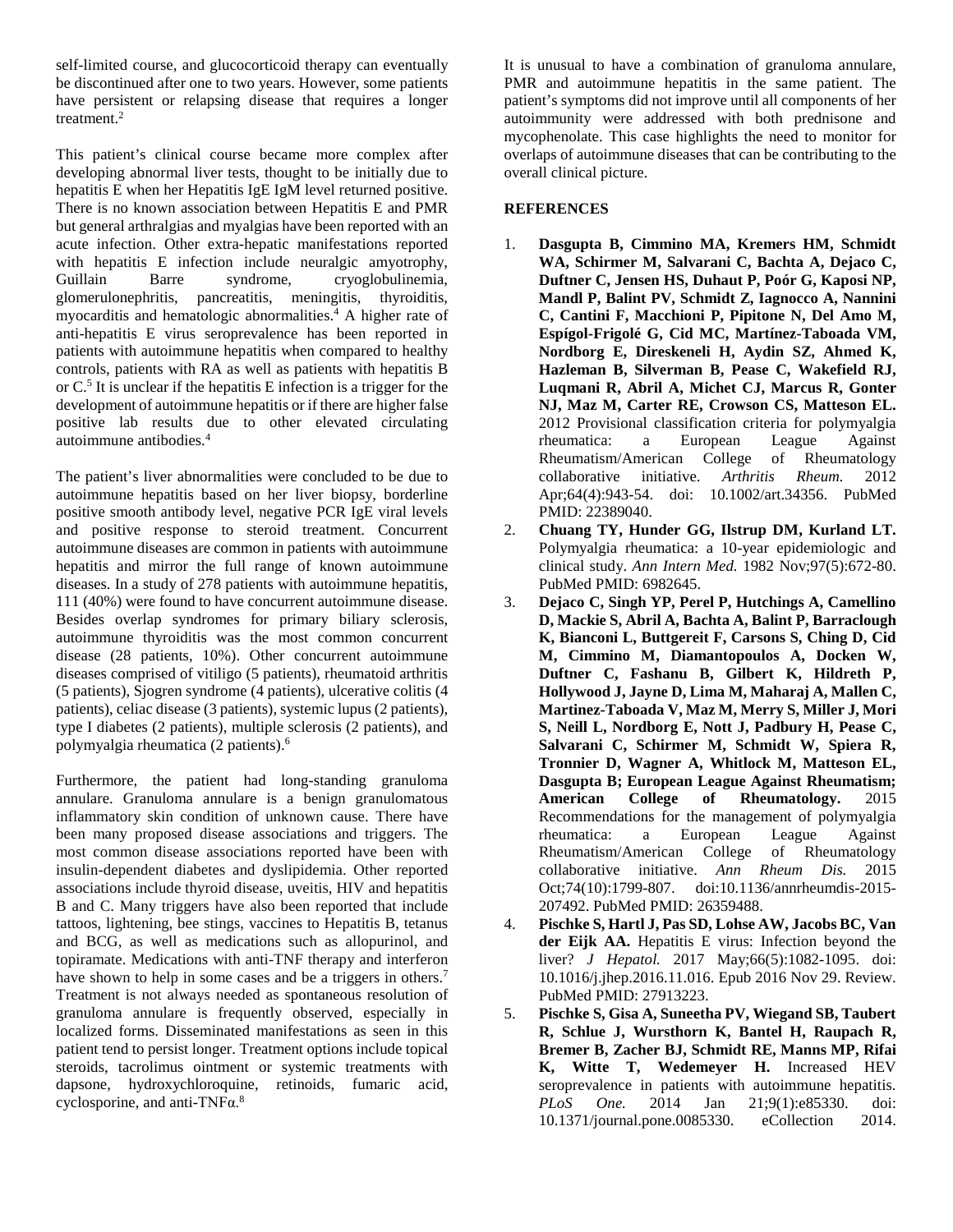self-limited course, and glucocorticoid therapy can eventually be discontinued after one to two years. However, some patients have persistent or relapsing disease that requires a longer treatment.[2]

This patient's clinical course became more complex after developing abnormal liver tests, thought to be initially due to hepatitis E when her Hepatitis IgE IgM level returned positive. There is no known association between Hepatitis E and PMR but general arthralgias and myalgias have been reported with an acute infection. Other extra-hepatic manifestations reported with hepatitis E infection include neuralgic amyotrophy, Guillain Barre syndrome, cryoglobulinemia, glomerulonephritis, pancreatitis, meningitis, thyroiditis, myocarditis and hematologic abnormalities.[4] A higher rate of anti-hepatitis E virus seroprevalence has been reported in patients with autoimmune hepatitis when compared to healthy controls, patients with RA as well as patients with hepatitis B or C.[5] It is unclear if the hepatitis E infection is a trigger for the development of autoimmune hepatitis or if there are higher false positive lab results due to other elevated circulating autoimmune antibodies.[4]

The patient's liver abnormalities were concluded to be due to autoimmune hepatitis based on her liver biopsy, borderline positive smooth antibody level, negative PCR IgE viral levels and positive response to steroid treatment. Concurrent autoimmune diseases are common in patients with autoimmune hepatitis and mirror the full range of known autoimmune diseases. In a study of 278 patients with autoimmune hepatitis, 111 (40%) were found to have concurrent autoimmune disease. Besides overlap syndromes for primary biliary sclerosis, autoimmune thyroiditis was the most common concurrent disease (28 patients, 10%). Other concurrent autoimmune diseases comprised of vitiligo (5 patients), rheumatoid arthritis (5 patients), Sjogren syndrome (4 patients), ulcerative colitis (4 patients), celiac disease (3 patients), systemic lupus (2 patients), type I diabetes (2 patients), multiple sclerosis (2 patients), and polymyalgia rheumatica (2 patients).[6]

Furthermore, the patient had long-standing granuloma annulare. Granuloma annulare is a benign granulomatous inflammatory skin condition of unknown cause. There have been many proposed disease associations and triggers. The most common disease associations reported have been with insulin-dependent diabetes and dyslipidemia. Other reported associations include thyroid disease, uveitis, HIV and hepatitis B and C. Many triggers have also been reported that include tattoos, lightening, bee stings, vaccines to Hepatitis B, tetanus and BCG, as well as medications such as allopurinol, and topiramate. Medications with anti-TNF therapy and interferon have shown to help in some cases and be a triggers in others.[7] Treatment is not always needed as spontaneous resolution of granuloma annulare is frequently observed, especially in localized forms. Disseminated manifestations as seen in this patient tend to persist longer. Treatment options include topical steroids, tacrolimus ointment or systemic treatments with dapsone, hydroxychloroquine, retinoids, fumaric acid, cyclosporine, and anti-TNFα.[8]

It is unusual to have a combination of granuloma annulare, PMR and autoimmune hepatitis in the same patient. The patient's symptoms did not improve until all components of her autoimmunity were addressed with both prednisone and mycophenolate. This case highlights the need to monitor for overlaps of autoimmune diseases that can be contributing to the overall clinical picture.

## REFERENCES

1. **Dasgupta B, Cimmino MA, Kremers HM, Schmidt WA, Schirmer M, Salvarani C, Bachta A, Dejaco C, Duftner C, Jensen HS, Duhaut P, Poór G, Kaposi NP, Mandl P, Balint PV, Schmidt Z, Iagnocco A, Nannini C, Cantini F, Macchioni P, Pipitone N, Del Amo M, Espígol-Frigolé G, Cid MC, Martínez-Taboada VM, Nordborg E, Direskeneli H, Aydin SZ, Ahmed K, Hazleman B, Silverman B, Pease C, Wakefield RJ, Luqmani R, Abril A, Michet CJ, Marcus R, Gonter NJ, Maz M, Carter RE, Crowson CS, Matteson EL.** 2012 Provisional classification criteria for polymyalgia rheumatica: a European League Against Rheumatism/American College of Rheumatology collaborative initiative. *Arthritis Rheum.* 2012 Apr;64(4):943-54. doi: 10.1002/art.34356. PubMed PMID: 22389040.
2. **Chuang TY, Hunder GG, Ilstrup DM, Kurland LT.** Polymyalgia rheumatica: a 10-year epidemiologic and clinical study. *Ann Intern Med.* 1982 Nov;97(5):672-80. PubMed PMID: 6982645.
3. **Dejaco C, Singh YP, Perel P, Hutchings A, Camellino D, Mackie S, Abril A, Bachta A, Balint P, Barraclough K, Bianconi L, Buttgereit F, Carsons S, Ching D, Cid M, Cimmino M, Diamantopoulos A, Docken W, Duftner C, Fashanu B, Gilbert K, Hildreth P, Hollywood J, Jayne D, Lima M, Maharaj A, Mallen C, Martinez-Taboada V, Maz M, Merry S, Miller J, Mori S, Neill L, Nordborg E, Nott J, Padbury H, Pease C, Salvarani C, Schirmer M, Schmidt W, Spiera R, Tronnier D, Wagner A, Whitlock M, Matteson EL, Dasgupta B; European League Against Rheumatism; American College of Rheumatology.** 2015 Recommendations for the management of polymyalgia rheumatica: a European League Against Rheumatism/American College of Rheumatology collaborative initiative. *Ann Rheum Dis.* 2015 Oct;74(10):1799-807. doi:10.1136/annrheumdis-2015-207492. PubMed PMID: 26359488.
4. **Pischke S, Hartl J, Pas SD, Lohse AW, Jacobs BC, Van der Eijk AA.** Hepatitis E virus: Infection beyond the liver? *J Hepatol.* 2017 May;66(5):1082-1095. doi: 10.1016/j.jhep.2016.11.016. Epub 2016 Nov 29. Review. PubMed PMID: 27913223.
5. **Pischke S, Gisa A, Suneetha PV, Wiegand SB, Taubert R, Schlue J, Wursthorn K, Bantel H, Raupach R, Bremer B, Zacher BJ, Schmidt RE, Manns MP, Rifai K, Witte T, Wedemeyer H.** Increased HEV seroprevalence in patients with autoimmune hepatitis. *PLoS One.* 2014 Jan 21;9(1):e85330. doi: 10.1371/journal.pone.0085330. eCollection 2014.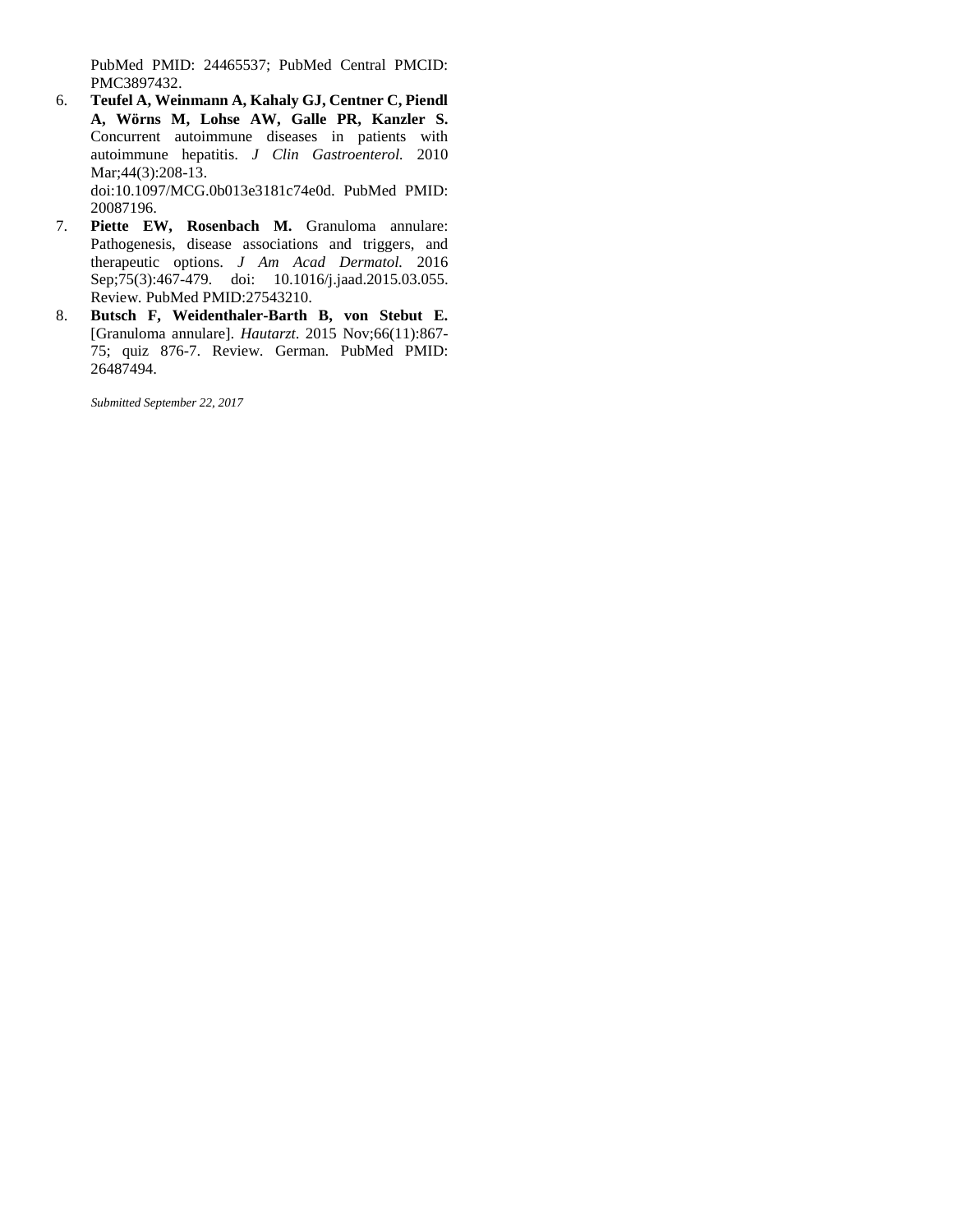PubMed PMID: 24465537; PubMed Central PMCID: PMC3897432.

6. **Teufel A, Weinmann A, Kahaly GJ, Centner C, Piendl A, Wörns M, Lohse AW, Galle PR, Kanzler S.** Concurrent autoimmune diseases in patients with autoimmune hepatitis. *J Clin Gastroenterol.* 2010 Mar;44(3):208-13. doi:10.1097/MCG.0b013e3181c74e0d. PubMed PMID: 20087196.
7. **Piette EW, Rosenbach M.** Granuloma annulare: Pathogenesis, disease associations and triggers, and therapeutic options. *J Am Acad Dermatol.* 2016 Sep;75(3):467-479. doi: 10.1016/j.jaad.2015.03.055. Review. PubMed PMID:27543210.
8. **Butsch F, Weidenthaler-Barth B, von Stebut E.** [Granuloma annulare]. *Hautarzt*. 2015 Nov;66(11):867-75; quiz 876-7. Review. German. PubMed PMID: 26487494.

*Submitted September 22, 2017*